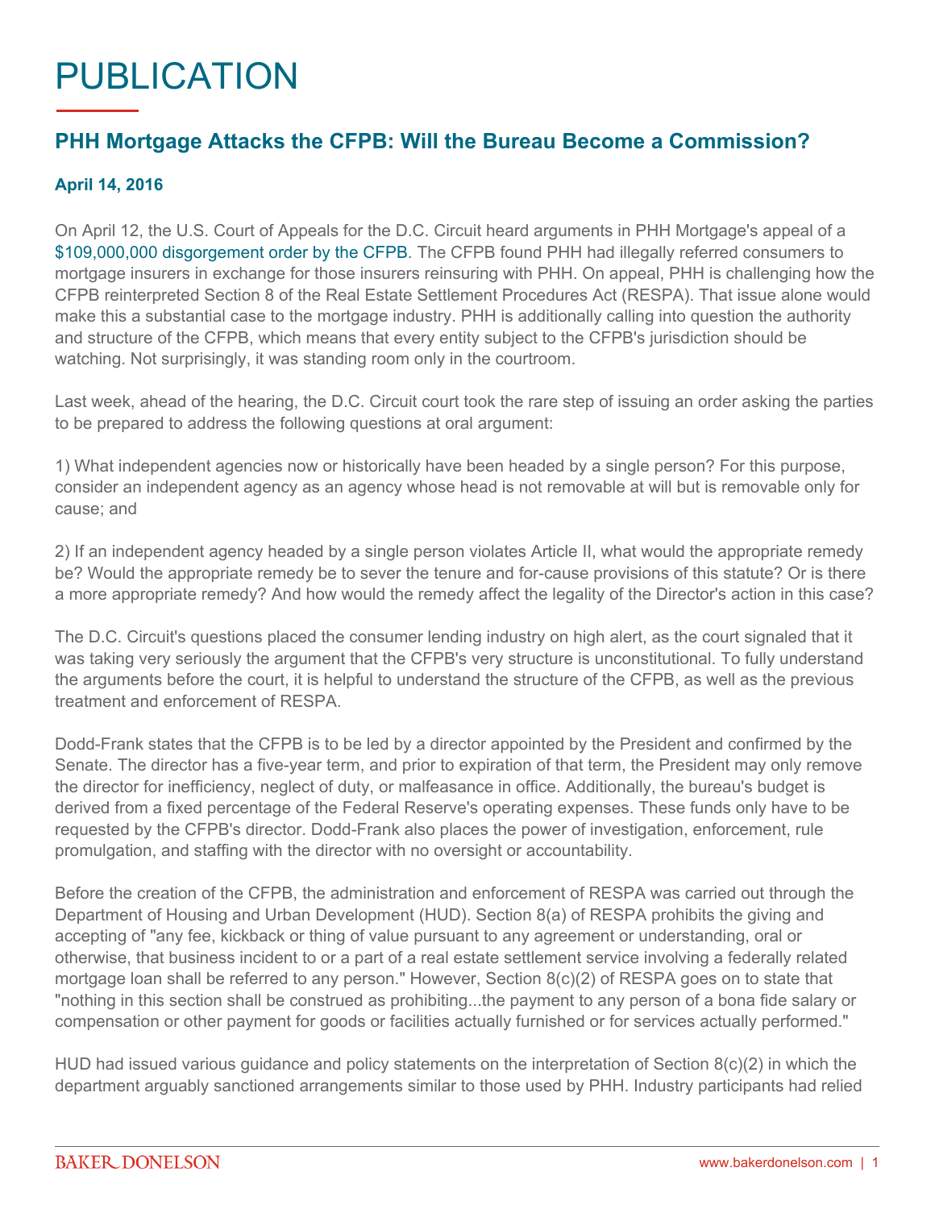# PUBLICATION

## PHH Mortgage Attacks the CFPB: Will the Bureau Become a Commission?

**April 14, 2016**

On April 12, the U.S. Court of Appeals for the D.C. Circuit heard arguments in PHH Mortgage's appeal of a $109,000,000 disgorgement order by the CFPB. The CFPB found PHH had illegally referred consumers to mortgage insurers in exchange for those insurers reinsuring with PHH. On appeal, PHH is challenging how the CFPB reinterpreted Section 8 of the Real Estate Settlement Procedures Act (RESPA). That issue alone would make this a substantial case to the mortgage industry. PHH is additionally calling into question the authority and structure of the CFPB, which means that every entity subject to the CFPB's jurisdiction should be watching. Not surprisingly, it was standing room only in the courtroom.

Last week, ahead of the hearing, the D.C. Circuit court took the rare step of issuing an order asking the parties to be prepared to address the following questions at oral argument:

1) What independent agencies now or historically have been headed by a single person? For this purpose, consider an independent agency as an agency whose head is not removable at will but is removable only for cause; and

2) If an independent agency headed by a single person violates Article II, what would the appropriate remedy be? Would the appropriate remedy be to sever the tenure and for-cause provisions of this statute? Or is there a more appropriate remedy? And how would the remedy affect the legality of the Director's action in this case?

The D.C. Circuit's questions placed the consumer lending industry on high alert, as the court signaled that it was taking very seriously the argument that the CFPB's very structure is unconstitutional. To fully understand the arguments before the court, it is helpful to understand the structure of the CFPB, as well as the previous treatment and enforcement of RESPA.

Dodd-Frank states that the CFPB is to be led by a director appointed by the President and confirmed by the Senate. The director has a five-year term, and prior to expiration of that term, the President may only remove the director for inefficiency, neglect of duty, or malfeasance in office. Additionally, the bureau's budget is derived from a fixed percentage of the Federal Reserve's operating expenses. These funds only have to be requested by the CFPB's director. Dodd-Frank also places the power of investigation, enforcement, rule promulgation, and staffing with the director with no oversight or accountability.

Before the creation of the CFPB, the administration and enforcement of RESPA was carried out through the Department of Housing and Urban Development (HUD). Section 8(a) of RESPA prohibits the giving and accepting of "any fee, kickback or thing of value pursuant to any agreement or understanding, oral or otherwise, that business incident to or a part of a real estate settlement service involving a federally related mortgage loan shall be referred to any person." However, Section 8(c)(2) of RESPA goes on to state that "nothing in this section shall be construed as prohibiting...the payment to any person of a bona fide salary or compensation or other payment for goods or facilities actually furnished or for services actually performed."

HUD had issued various guidance and policy statements on the interpretation of Section 8(c)(2) in which the department arguably sanctioned arrangements similar to those used by PHH. Industry participants had relied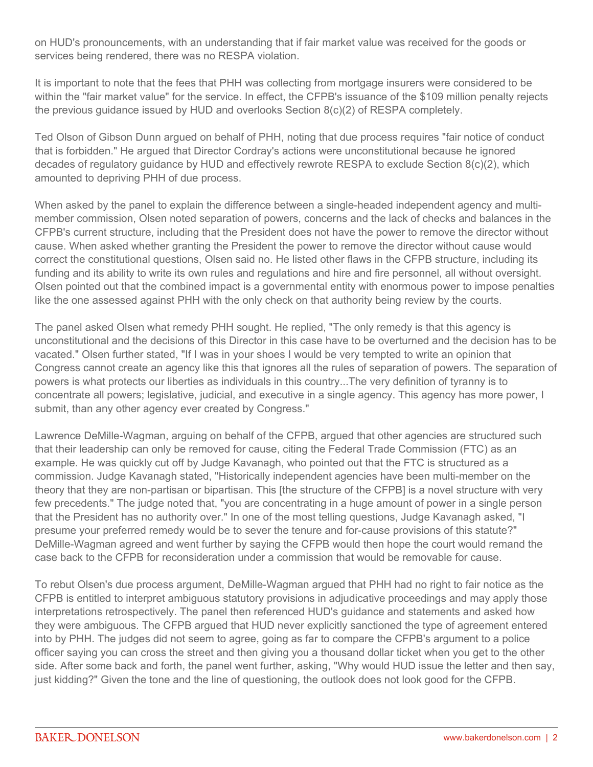on HUD's pronouncements, with an understanding that if fair market value was received for the goods or services being rendered, there was no RESPA violation.

It is important to note that the fees that PHH was collecting from mortgage insurers were considered to be within the "fair market value" for the service. In effect, the CFPB's issuance of the $109 million penalty rejects the previous guidance issued by HUD and overlooks Section 8(c)(2) of RESPA completely.

Ted Olson of Gibson Dunn argued on behalf of PHH, noting that due process requires "fair notice of conduct that is forbidden." He argued that Director Cordray's actions were unconstitutional because he ignored decades of regulatory guidance by HUD and effectively rewrote RESPA to exclude Section 8(c)(2), which amounted to depriving PHH of due process.

When asked by the panel to explain the difference between a single-headed independent agency and multi-member commission, Olsen noted separation of powers, concerns and the lack of checks and balances in the CFPB's current structure, including that the President does not have the power to remove the director without cause. When asked whether granting the President the power to remove the director without cause would correct the constitutional questions, Olsen said no. He listed other flaws in the CFPB structure, including its funding and its ability to write its own rules and regulations and hire and fire personnel, all without oversight. Olsen pointed out that the combined impact is a governmental entity with enormous power to impose penalties like the one assessed against PHH with the only check on that authority being review by the courts.

The panel asked Olsen what remedy PHH sought. He replied, "The only remedy is that this agency is unconstitutional and the decisions of this Director in this case have to be overturned and the decision has to be vacated." Olsen further stated, "If I was in your shoes I would be very tempted to write an opinion that Congress cannot create an agency like this that ignores all the rules of separation of powers. The separation of powers is what protects our liberties as individuals in this country...The very definition of tyranny is to concentrate all powers; legislative, judicial, and executive in a single agency. This agency has more power, I submit, than any other agency ever created by Congress."

Lawrence DeMille-Wagman, arguing on behalf of the CFPB, argued that other agencies are structured such that their leadership can only be removed for cause, citing the Federal Trade Commission (FTC) as an example. He was quickly cut off by Judge Kavanagh, who pointed out that the FTC is structured as a commission. Judge Kavanagh stated, "Historically independent agencies have been multi-member on the theory that they are non-partisan or bipartisan. This [the structure of the CFPB] is a novel structure with very few precedents." The judge noted that, "you are concentrating in a huge amount of power in a single person that the President has no authority over." In one of the most telling questions, Judge Kavanagh asked, "I presume your preferred remedy would be to sever the tenure and for-cause provisions of this statute?" DeMille-Wagman agreed and went further by saying the CFPB would then hope the court would remand the case back to the CFPB for reconsideration under a commission that would be removable for cause.

To rebut Olsen's due process argument, DeMille-Wagman argued that PHH had no right to fair notice as the CFPB is entitled to interpret ambiguous statutory provisions in adjudicative proceedings and may apply those interpretations retrospectively. The panel then referenced HUD's guidance and statements and asked how they were ambiguous. The CFPB argued that HUD never explicitly sanctioned the type of agreement entered into by PHH. The judges did not seem to agree, going as far to compare the CFPB's argument to a police officer saying you can cross the street and then giving you a thousand dollar ticket when you get to the other side. After some back and forth, the panel went further, asking, "Why would HUD issue the letter and then say, just kidding?" Given the tone and the line of questioning, the outlook does not look good for the CFPB.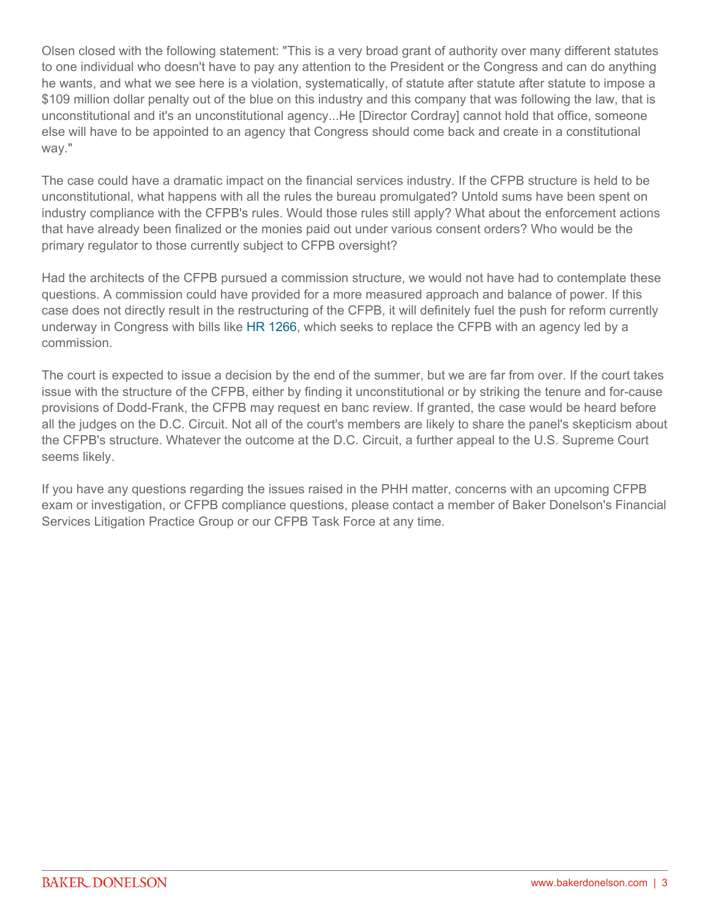Olsen closed with the following statement: "This is a very broad grant of authority over many different statutes to one individual who doesn't have to pay any attention to the President or the Congress and can do anything he wants, and what we see here is a violation, systematically, of statute after statute after statute to impose a $109 million dollar penalty out of the blue on this industry and this company that was following the law, that is unconstitutional and it's an unconstitutional agency...He [Director Cordray] cannot hold that office, someone else will have to be appointed to an agency that Congress should come back and create in a constitutional way."

The case could have a dramatic impact on the financial services industry. If the CFPB structure is held to be unconstitutional, what happens with all the rules the bureau promulgated? Untold sums have been spent on industry compliance with the CFPB's rules. Would those rules still apply? What about the enforcement actions that have already been finalized or the monies paid out under various consent orders? Who would be the primary regulator to those currently subject to CFPB oversight?

Had the architects of the CFPB pursued a commission structure, we would not have had to contemplate these questions. A commission could have provided for a more measured approach and balance of power. If this case does not directly result in the restructuring of the CFPB, it will definitely fuel the push for reform currently underway in Congress with bills like HR 1266, which seeks to replace the CFPB with an agency led by a commission.

The court is expected to issue a decision by the end of the summer, but we are far from over. If the court takes issue with the structure of the CFPB, either by finding it unconstitutional or by striking the tenure and for-cause provisions of Dodd-Frank, the CFPB may request en banc review. If granted, the case would be heard before all the judges on the D.C. Circuit. Not all of the court's members are likely to share the panel's skepticism about the CFPB's structure. Whatever the outcome at the D.C. Circuit, a further appeal to the U.S. Supreme Court seems likely.

If you have any questions regarding the issues raised in the PHH matter, concerns with an upcoming CFPB exam or investigation, or CFPB compliance questions, please contact a member of Baker Donelson's Financial Services Litigation Practice Group or our CFPB Task Force at any time.